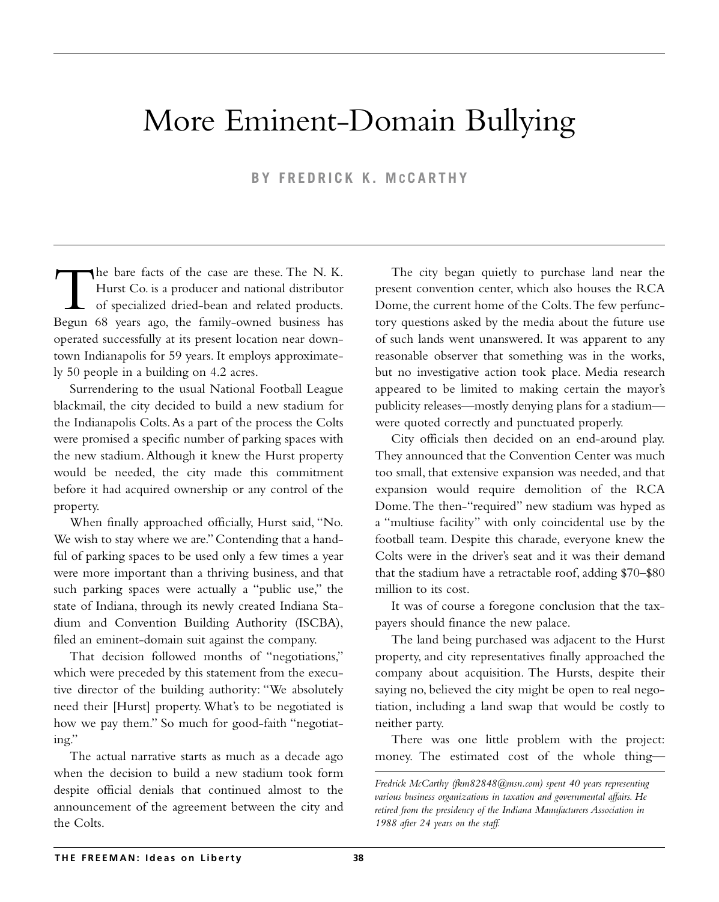# More Eminent-Domain Bullying

**BY FREDRICK K. McCARTHY**

The bare facts of the case are these. The N. K. Hurst Co. is a producer and national distributor of specialized dried-bean and related products. Begun 68 years ago, the family-owned business has operated successfully at its present location near downtown Indianapolis for 59 years. It employs approximately 50 people in a building on 4.2 acres.

Surrendering to the usual National Football League blackmail, the city decided to build a new stadium for the Indianapolis Colts. As a part of the process the Colts were promised a specific number of parking spaces with the new stadium. Although it knew the Hurst property would be needed, the city made this commitment before it had acquired ownership or any control of the property.

When finally approached officially, Hurst said, "No. We wish to stay where we are." Contending that a handful of parking spaces to be used only a few times a year were more important than a thriving business, and that such parking spaces were actually a "public use," the state of Indiana, through its newly created Indiana Stadium and Convention Building Authority (ISCBA), filed an eminent-domain suit against the company.

That decision followed months of "negotiations," which were preceded by this statement from the executive director of the building authority: "We absolutely need their [Hurst] property. What's to be negotiated is how we pay them." So much for good-faith "negotiating."

The actual narrative starts as much as a decade ago when the decision to build a new stadium took form despite official denials that continued almost to the announcement of the agreement between the city and the Colts.

The city began quietly to purchase land near the present convention center, which also houses the RCA Dome, the current home of the Colts. The few perfunctory questions asked by the media about the future use of such lands went unanswered. It was apparent to any reasonable observer that something was in the works, but no investigative action took place. Media research appeared to be limited to making certain the mayor's publicity releases—mostly denying plans for a stadium—were quoted correctly and punctuated properly.

City officials then decided on an end-around play. They announced that the Convention Center was much too small, that extensive expansion was needed, and that expansion would require demolition of the RCA Dome. The then-"required" new stadium was hyped as a "multiuse facility" with only coincidental use by the football team. Despite this charade, everyone knew the Colts were in the driver's seat and it was their demand that the stadium have a retractable roof, adding \$70–\$80 million to its cost.

It was of course a foregone conclusion that the taxpayers should finance the new palace.

The land being purchased was adjacent to the Hurst property, and city representatives finally approached the company about acquisition. The Hursts, despite their saying no, believed the city might be open to real negotiation, including a land swap that would be costly to neither party.

There was one little problem with the project: money. The estimated cost of the whole thing—

*Fredrick McCarthy (fkm82848@msn.com) spent 40 years representing various business organizations in taxation and governmental affairs. He retired from the presidency of the Indiana Manufacturers Association in 1988 after 24 years on the staff.*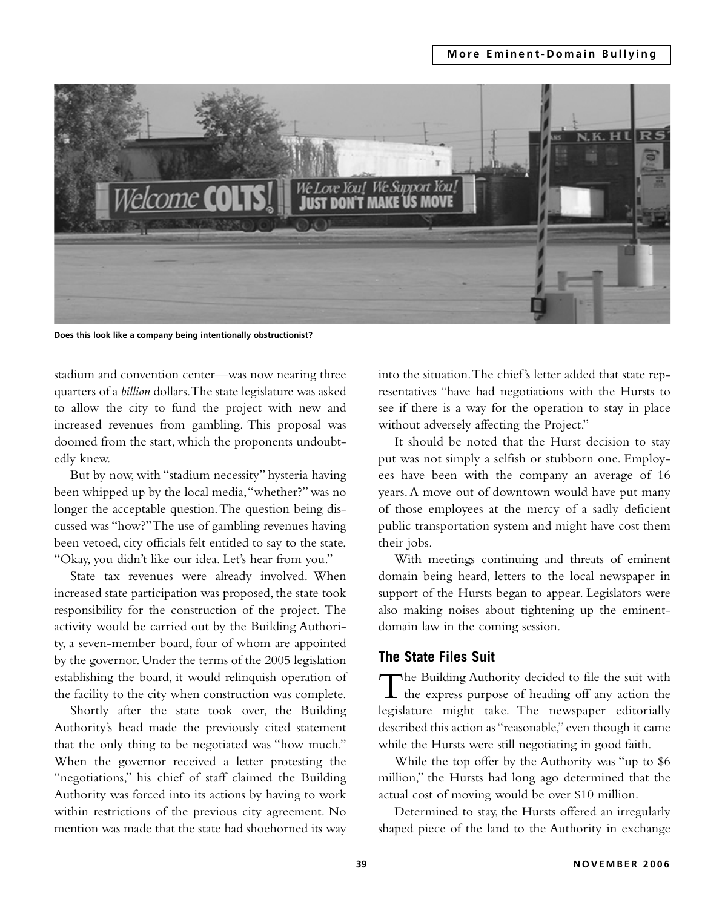Does this look like a company being intentionally obstructionist?

stadium and convention center—was now nearing three quarters of a *billion* dollars. The state legislature was asked to allow the city to fund the project with new and increased revenues from gambling. This proposal was doomed from the start, which the proponents undoubtedly knew.

But by now, with "stadium necessity" hysteria having been whipped up by the local media, "whether?" was no longer the acceptable question. The question being discussed was "how?" The use of gambling revenues having been vetoed, city officials felt entitled to say to the state, "Okay, you didn't like our idea. Let's hear from you."

State tax revenues were already involved. When increased state participation was proposed, the state took responsibility for the construction of the project. The activity would be carried out by the Building Authority, a seven-member board, four of whom are appointed by the governor. Under the terms of the 2005 legislation establishing the board, it would relinquish operation of the facility to the city when construction was complete.

Shortly after the state took over, the Building Authority's head made the previously cited statement that the only thing to be negotiated was "how much." When the governor received a letter protesting the "negotiations," his chief of staff claimed the Building Authority was forced into its actions by having to work within restrictions of the previous city agreement. No mention was made that the state had shoehorned its way into the situation. The chief's letter added that state representatives "have had negotiations with the Hursts to see if there is a way for the operation to stay in place without adversely affecting the Project."

It should be noted that the Hurst decision to stay put was not simply a selfish or stubborn one. Employees have been with the company an average of 16 years. A move out of downtown would have put many of those employees at the mercy of a sadly deficient public transportation system and might have cost them their jobs.

With meetings continuing and threats of eminent domain being heard, letters to the local newspaper in support of the Hursts began to appear. Legislators were also making noises about tightening up the eminent-domain law in the coming session.

## The State Files Suit

The Building Authority decided to file the suit with the express purpose of heading off any action the legislature might take. The newspaper editorially described this action as "reasonable," even though it came while the Hursts were still negotiating in good faith.

While the top offer by the Authority was "up to $6 million," the Hursts had long ago determined that the actual cost of moving would be over $10 million.

Determined to stay, the Hursts offered an irregularly shaped piece of the land to the Authority in exchange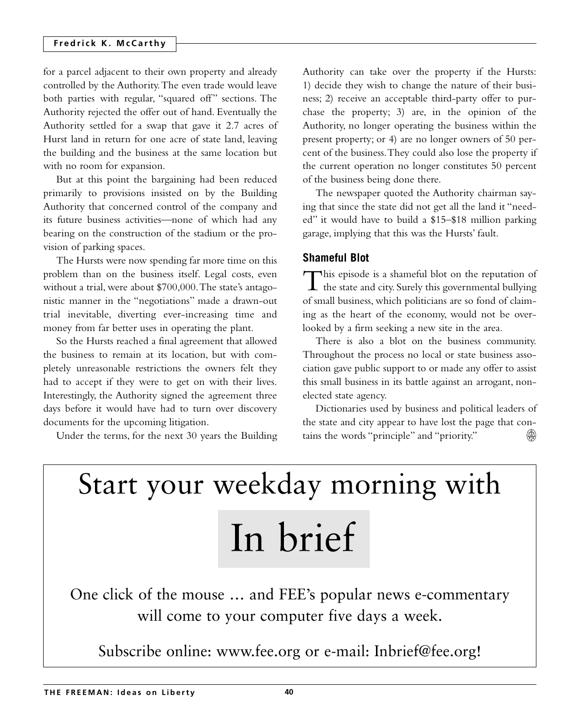for a parcel adjacent to their own property and already controlled by the Authority. The even trade would leave both parties with regular, "squared off" sections. The Authority rejected the offer out of hand. Eventually the Authority settled for a swap that gave it 2.7 acres of Hurst land in return for one acre of state land, leaving the building and the business at the same location but with no room for expansion.

But at this point the bargaining had been reduced primarily to provisions insisted on by the Building Authority that concerned control of the company and its future business activities—none of which had any bearing on the construction of the stadium or the provision of parking spaces.

The Hursts were now spending far more time on this problem than on the business itself. Legal costs, even without a trial, were about $700,000. The state's antagonistic manner in the "negotiations" made a drawn-out trial inevitable, diverting ever-increasing time and money from far better uses in operating the plant.

So the Hursts reached a final agreement that allowed the business to remain at its location, but with completely unreasonable restrictions the owners felt they had to accept if they were to get on with their lives. Interestingly, the Authority signed the agreement three days before it would have had to turn over discovery documents for the upcoming litigation.

Under the terms, for the next 30 years the Building Authority can take over the property if the Hursts: 1) decide they wish to change the nature of their business; 2) receive an acceptable third-party offer to purchase the property; 3) are, in the opinion of the Authority, no longer operating the business within the present property; or 4) are no longer owners of 50 percent of the business. They could also lose the property if the current operation no longer constitutes 50 percent of the business being done there.

The newspaper quoted the Authority chairman saying that since the state did not get all the land it "needed" it would have to build a $15–$18 million parking garage, implying that this was the Hursts' fault.

### Shameful Blot

This episode is a shameful blot on the reputation of the state and city. Surely this governmental bullying of small business, which politicians are so fond of claiming as the heart of the economy, would not be overlooked by a firm seeking a new site in the area.

There is also a blot on the business community. Throughout the process no local or state business association gave public support to or made any offer to assist this small business in its battle against an arrogant, nonelected state agency.

Dictionaries used by business and political leaders of the state and city appear to have lost the page that contains the words "principle" and "priority."

---

# Start your weekday morning with

# In brief

One click of the mouse ... and FEE's popular news e-commentary will come to your computer five days a week.

Subscribe online: www.fee.org or e-mail: Inbrief@fee.org!